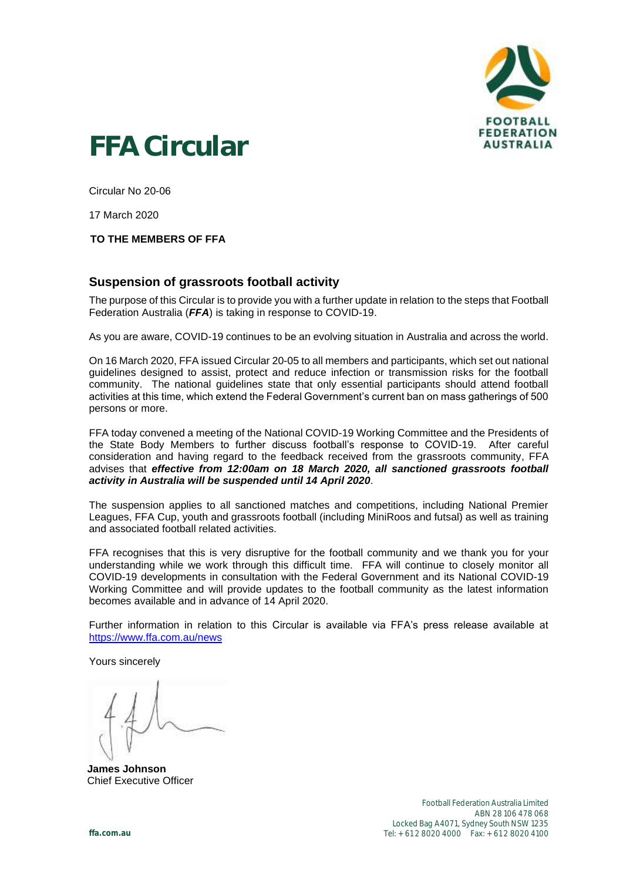FOOTBALL FEDERATION AUSTRALIA

# FFA Circular

Circular No 20-06

17 March 2020

**TO THE MEMBERS OF FFA**

## Suspension of grassroots football activity

The purpose of this Circular is to provide you with a further update in relation to the steps that Football Federation Australia (***FFA***) is taking in response to COVID-19.

As you are aware, COVID-19 continues to be an evolving situation in Australia and across the world.

On 16 March 2020, FFA issued Circular 20-05 to all members and participants, which set out national guidelines designed to assist, protect and reduce infection or transmission risks for the football community. The national guidelines state that only essential participants should attend football activities at this time, which extend the Federal Government's current ban on mass gatherings of 500 persons or more.

FFA today convened a meeting of the National COVID-19 Working Committee and the Presidents of the State Body Members to further discuss football's response to COVID-19. After careful consideration and having regard to the feedback received from the grassroots community, FFA advises that ***effective from 12:00am on 18 March 2020, all sanctioned grassroots football activity in Australia will be suspended until 14 April 2020***.

The suspension applies to all sanctioned matches and competitions, including National Premier Leagues, FFA Cup, youth and grassroots football (including MiniRoos and futsal) as well as training and associated football related activities.

FFA recognises that this is very disruptive for the football community and we thank you for your understanding while we work through this difficult time. FFA will continue to closely monitor all COVID-19 developments in consultation with the Federal Government and its National COVID-19 Working Committee and will provide updates to the football community as the latest information becomes available and in advance of 14 April 2020.

Further information in relation to this Circular is available via FFA's press release available at https://www.ffa.com.au/news

Yours sincerely

**James Johnson**
Chief Executive Officer

Football Federation Australia Limited
ABN 28 106 478 068
Locked Bag A4071, Sydney South NSW 1235
Tel: + 612 8020 4000 Fax: + 612 8020 4100

ffa.com.au